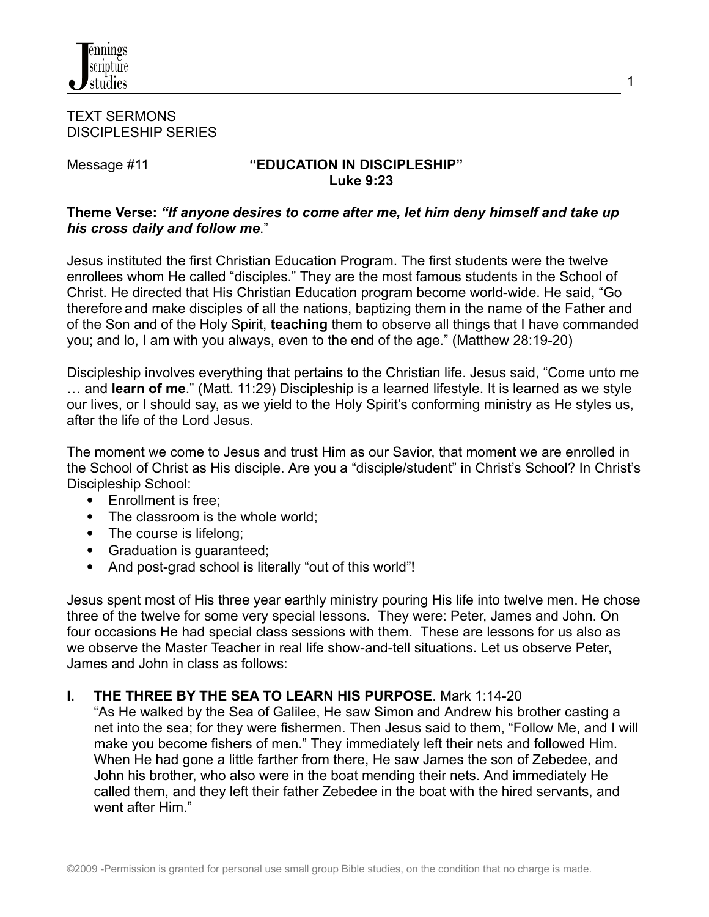TEXT SERMONS
DISCIPLESHIP SERIES

Message #11

# "EDUCATION IN DISCIPLESHIP"
## Luke 9:23

**Theme Verse:** ***"If anyone desires to come after me, let him deny himself and take up his cross daily and follow me**."*

Jesus instituted the first Christian Education Program. The first students were the twelve enrollees whom He called "disciples." They are the most famous students in the School of Christ. He directed that His Christian Education program become world-wide. He said, "Go therefore and make disciples of all the nations, baptizing them in the name of the Father and of the Son and of the Holy Spirit, **teaching** them to observe all things that I have commanded you; and lo, I am with you always, even to the end of the age." (Matthew 28:19-20)

Discipleship involves everything that pertains to the Christian life. Jesus said, "Come unto me … and **learn of me**." (Matt. 11:29) Discipleship is a learned lifestyle. It is learned as we style our lives, or I should say, as we yield to the Holy Spirit's conforming ministry as He styles us, after the life of the Lord Jesus.

The moment we come to Jesus and trust Him as our Savior, that moment we are enrolled in the School of Christ as His disciple. Are you a "disciple/student" in Christ's School? In Christ's Discipleship School:

- Enrollment is free;
- The classroom is the whole world;
- The course is lifelong;
- Graduation is guaranteed;
- And post-grad school is literally "out of this world"!

Jesus spent most of His three year earthly ministry pouring His life into twelve men. He chose three of the twelve for some very special lessons. They were: Peter, James and John. On four occasions He had special class sessions with them. These are lessons for us also as we observe the Master Teacher in real life show-and-tell situations. Let us observe Peter, James and John in class as follows:

**I. THE THREE BY THE SEA TO LEARN HIS PURPOSE**. Mark 1:14-20

"As He walked by the Sea of Galilee, He saw Simon and Andrew his brother casting a net into the sea; for they were fishermen. Then Jesus said to them, "Follow Me, and I will make you become fishers of men." They immediately left their nets and followed Him. When He had gone a little farther from there, He saw James the son of Zebedee, and John his brother, who also were in the boat mending their nets. And immediately He called them, and they left their father Zebedee in the boat with the hired servants, and went after Him."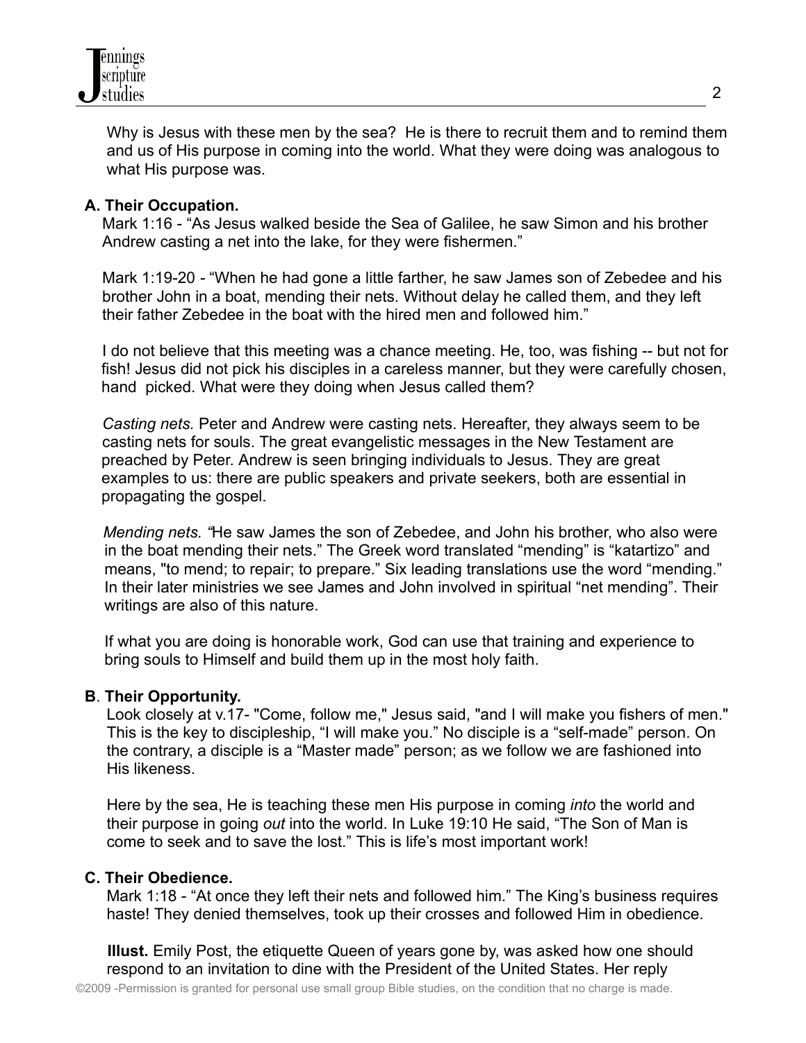Why is Jesus with these men by the sea? He is there to recruit them and to remind them and us of His purpose in coming into the world. What they were doing was analogous to what His purpose was.

**A. Their Occupation.**

Mark 1:16 - "As Jesus walked beside the Sea of Galilee, he saw Simon and his brother Andrew casting a net into the lake, for they were fishermen."

Mark 1:19-20 - "When he had gone a little farther, he saw James son of Zebedee and his brother John in a boat, mending their nets. Without delay he called them, and they left their father Zebedee in the boat with the hired men and followed him."

I do not believe that this meeting was a chance meeting. He, too, was fishing -- but not for fish! Jesus did not pick his disciples in a careless manner, but they were carefully chosen, hand picked. What were they doing when Jesus called them?

*Casting nets.* Peter and Andrew were casting nets. Hereafter, they always seem to be casting nets for souls. The great evangelistic messages in the New Testament are preached by Peter. Andrew is seen bringing individuals to Jesus. They are great examples to us: there are public speakers and private seekers, both are essential in propagating the gospel.

*Mending nets. "*He saw James the son of Zebedee, and John his brother, who also were in the boat mending their nets." The Greek word translated "mending" is "katartizo" and means, "to mend; to repair; to prepare." Six leading translations use the word "mending." In their later ministries we see James and John involved in spiritual "net mending". Their writings are also of this nature.

If what you are doing is honorable work, God can use that training and experience to bring souls to Himself and build them up in the most holy faith.

**B. Their Opportunity.**

Look closely at v.17- "Come, follow me," Jesus said, "and I will make you fishers of men." This is the key to discipleship, "I will make you." No disciple is a "self-made" person. On the contrary, a disciple is a "Master made" person; as we follow we are fashioned into His likeness.

Here by the sea, He is teaching these men His purpose in coming *into* the world and their purpose in going *out* into the world. In Luke 19:10 He said, "The Son of Man is come to seek and to save the lost." This is life's most important work!

**C. Their Obedience.**

Mark 1:18 - "At once they left their nets and followed him." The King's business requires haste! They denied themselves, took up their crosses and followed Him in obedience.

**Illust.** Emily Post, the etiquette Queen of years gone by, was asked how one should respond to an invitation to dine with the President of the United States. Her reply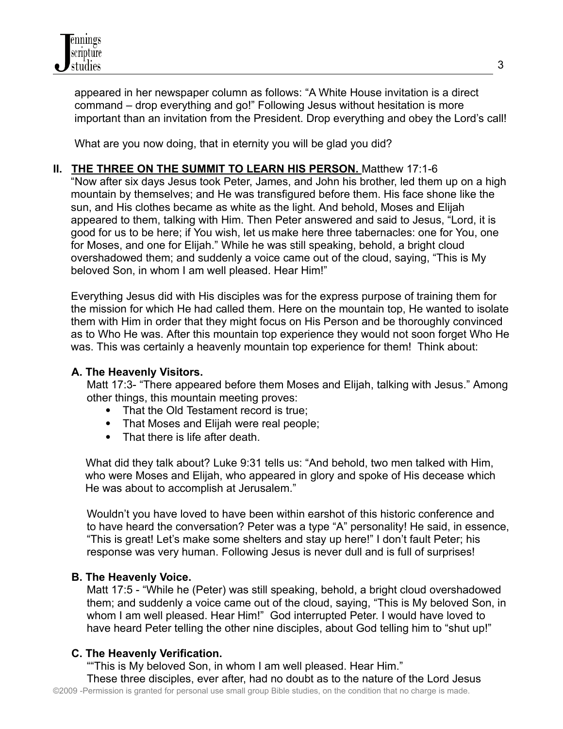appeared in her newspaper column as follows: “A White House invitation is a direct command – drop everything and go!” Following Jesus without hesitation is more important than an invitation from the President. Drop everything and obey the Lord’s call!

What are you now doing, that in eternity you will be glad you did?

## II. <u>THE THREE ON THE SUMMIT TO LEARN HIS PERSON.</u> Matthew 17:1-6

“Now after six days Jesus took Peter, James, and John his brother, led them up on a high mountain by themselves; and He was transfigured before them. His face shone like the sun, and His clothes became as white as the light. And behold, Moses and Elijah appeared to them, talking with Him. Then Peter answered and said to Jesus, “Lord, it is good for us to be here; if You wish, let us make here three tabernacles: one for You, one for Moses, and one for Elijah.” While he was still speaking, behold, a bright cloud overshadowed them; and suddenly a voice came out of the cloud, saying, “This is My beloved Son, in whom I am well pleased. Hear Him!”

Everything Jesus did with His disciples was for the express purpose of training them for the mission for which He had called them. Here on the mountain top, He wanted to isolate them with Him in order that they might focus on His Person and be thoroughly convinced as to Who He was. After this mountain top experience they would not soon forget Who He was. This was certainly a heavenly mountain top experience for them! Think about:

### A. The Heavenly Visitors.

Matt 17:3- “There appeared before them Moses and Elijah, talking with Jesus.” Among other things, this mountain meeting proves:

- That the Old Testament record is true;
- That Moses and Elijah were real people;
- That there is life after death.

What did they talk about? Luke 9:31 tells us: “And behold, two men talked with Him, who were Moses and Elijah, who appeared in glory and spoke of His decease which He was about to accomplish at Jerusalem.”

Wouldn’t you have loved to have been within earshot of this historic conference and to have heard the conversation? Peter was a type “A” personality! He said, in essence, “This is great! Let’s make some shelters and stay up here!” I don’t fault Peter; his response was very human. Following Jesus is never dull and is full of surprises!

### B. The Heavenly Voice.

Matt 17:5 - “While he (Peter) was still speaking, behold, a bright cloud overshadowed them; and suddenly a voice came out of the cloud, saying, “This is My beloved Son, in whom I am well pleased. Hear Him!” God interrupted Peter. I would have loved to have heard Peter telling the other nine disciples, about God telling him to “shut up!”

### C. The Heavenly Verification.

““This is My beloved Son, in whom I am well pleased. Hear Him.”

These three disciples, ever after, had no doubt as to the nature of the Lord Jesus

©2009 -Permission is granted for personal use small group Bible studies, on the condition that no charge is made.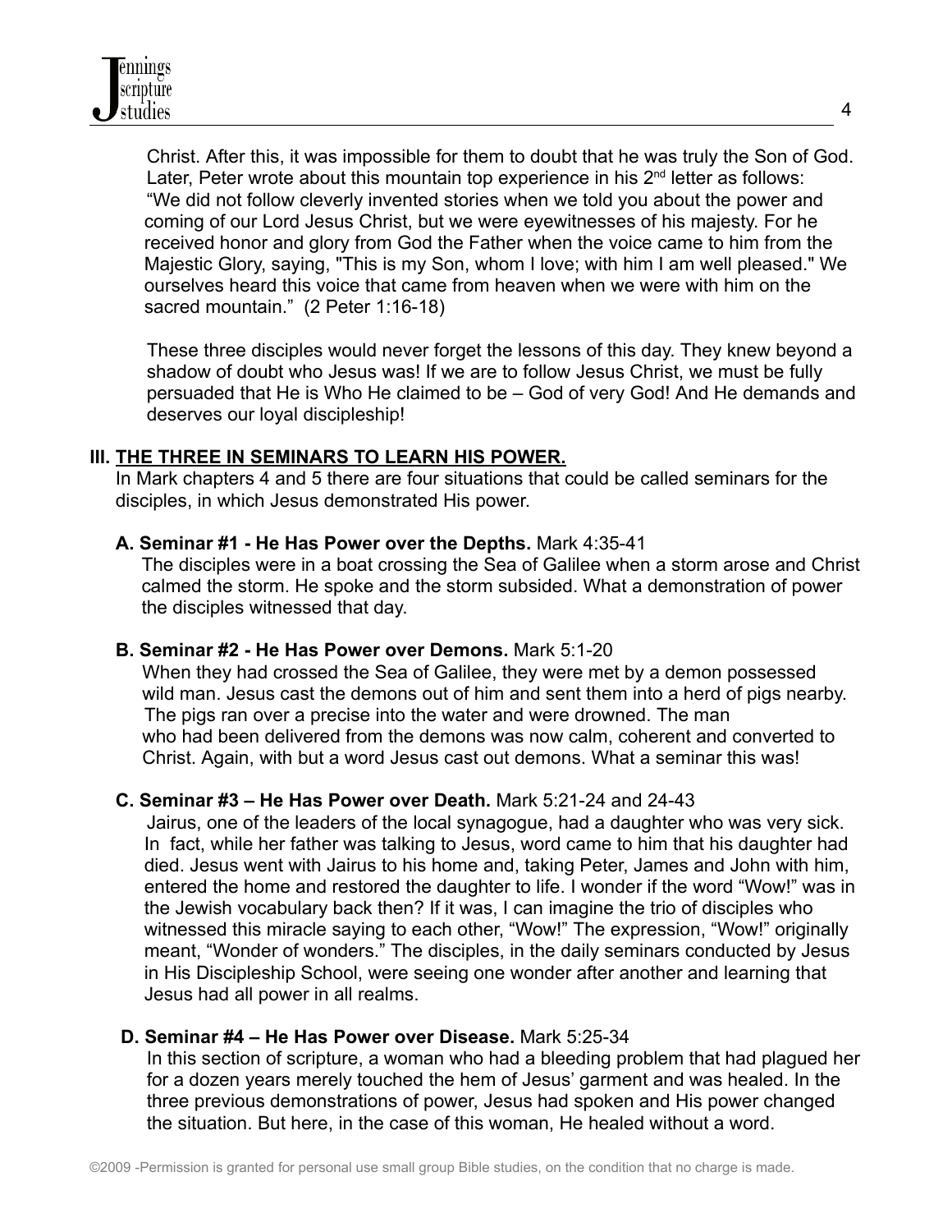Christ. After this, it was impossible for them to doubt that he was truly the Son of God. Later, Peter wrote about this mountain top experience in his 2nd letter as follows: "We did not follow cleverly invented stories when we told you about the power and coming of our Lord Jesus Christ, but we were eyewitnesses of his majesty. For he received honor and glory from God the Father when the voice came to him from the Majestic Glory, saying, "This is my Son, whom I love; with him I am well pleased." We ourselves heard this voice that came from heaven when we were with him on the sacred mountain." (2 Peter 1:16-18)

These three disciples would never forget the lessons of this day. They knew beyond a shadow of doubt who Jesus was! If we are to follow Jesus Christ, we must be fully persuaded that He is Who He claimed to be – God of very God! And He demands and deserves our loyal discipleship!

**III. <u>THE THREE IN SEMINARS TO LEARN HIS POWER.</u>**

In Mark chapters 4 and 5 there are four situations that could be called seminars for the disciples, in which Jesus demonstrated His power.

**A. Seminar #1 - He Has Power over the Depths.** Mark 4:35-41

The disciples were in a boat crossing the Sea of Galilee when a storm arose and Christ calmed the storm. He spoke and the storm subsided. What a demonstration of power the disciples witnessed that day.

**B. Seminar #2 - He Has Power over Demons.** Mark 5:1-20

When they had crossed the Sea of Galilee, they were met by a demon possessed wild man. Jesus cast the demons out of him and sent them into a herd of pigs nearby. The pigs ran over a precise into the water and were drowned. The man who had been delivered from the demons was now calm, coherent and converted to Christ. Again, with but a word Jesus cast out demons. What a seminar this was!

**C. Seminar #3 – He Has Power over Death.** Mark 5:21-24 and 24-43

Jairus, one of the leaders of the local synagogue, had a daughter who was very sick. In fact, while her father was talking to Jesus, word came to him that his daughter had died. Jesus went with Jairus to his home and, taking Peter, James and John with him, entered the home and restored the daughter to life. I wonder if the word "Wow!" was in the Jewish vocabulary back then? If it was, I can imagine the trio of disciples who witnessed this miracle saying to each other, "Wow!" The expression, "Wow!" originally meant, "Wonder of wonders." The disciples, in the daily seminars conducted by Jesus in His Discipleship School, were seeing one wonder after another and learning that Jesus had all power in all realms.

**D. Seminar #4 – He Has Power over Disease.** Mark 5:25-34

In this section of scripture, a woman who had a bleeding problem that had plagued her for a dozen years merely touched the hem of Jesus' garment and was healed. In the three previous demonstrations of power, Jesus had spoken and His power changed the situation. But here, in the case of this woman, He healed without a word.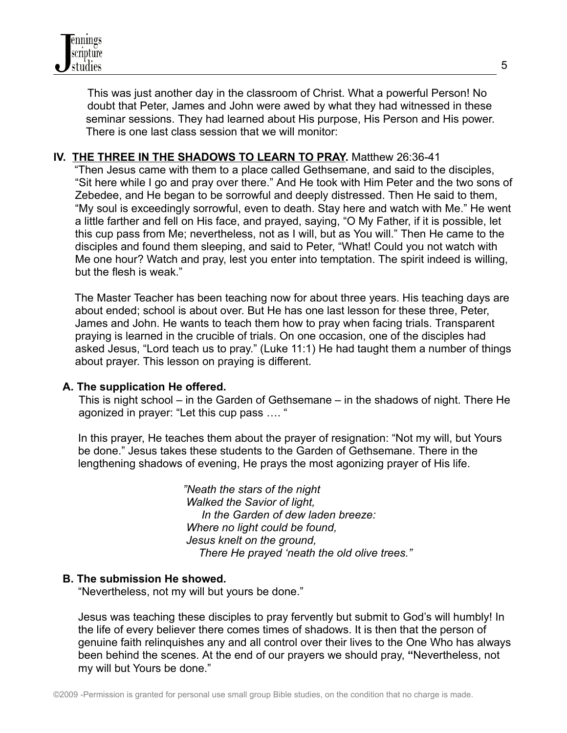This was just another day in the classroom of Christ. What a powerful Person! No doubt that Peter, James and John were awed by what they had witnessed in these seminar sessions. They had learned about His purpose, His Person and His power. There is one last class session that we will monitor:

## IV. <u>THE THREE IN THE SHADOWS TO LEARN TO PRAY.</u> Matthew 26:36-41

"Then Jesus came with them to a place called Gethsemane, and said to the disciples, "Sit here while I go and pray over there." And He took with Him Peter and the two sons of Zebedee, and He began to be sorrowful and deeply distressed. Then He said to them, "My soul is exceedingly sorrowful, even to death. Stay here and watch with Me." He went a little farther and fell on His face, and prayed, saying, "O My Father, if it is possible, let this cup pass from Me; nevertheless, not as I will, but as You will." Then He came to the disciples and found them sleeping, and said to Peter, "What! Could you not watch with Me one hour? Watch and pray, lest you enter into temptation. The spirit indeed is willing, but the flesh is weak."

The Master Teacher has been teaching now for about three years. His teaching days are about ended; school is about over. But He has one last lesson for these three, Peter, James and John. He wants to teach them how to pray when facing trials. Transparent praying is learned in the crucible of trials. On one occasion, one of the disciples had asked Jesus, "Lord teach us to pray." (Luke 11:1) He had taught them a number of things about prayer. This lesson on praying is different.

### A. The supplication He offered.

This is night school – in the Garden of Gethsemane – in the shadows of night. There He agonized in prayer: "Let this cup pass …. "

In this prayer, He teaches them about the prayer of resignation: "Not my will, but Yours be done." Jesus takes these students to the Garden of Gethsemane. There in the lengthening shadows of evening, He prays the most agonizing prayer of His life.

*"Neath the stars of the night*
*Walked the Savior of light,*
*In the Garden of dew laden breeze:*
*Where no light could be found,*
*Jesus knelt on the ground,*
*There He prayed 'neath the old olive trees."*

### B. The submission He showed.

"Nevertheless, not my will but yours be done."

Jesus was teaching these disciples to pray fervently but submit to God's will humbly! In the life of every believer there comes times of shadows. It is then that the person of genuine faith relinquishes any and all control over their lives to the One Who has always been behind the scenes. At the end of our prayers we should pray, **"**Nevertheless, not my will but Yours be done."

©2009 -Permission is granted for personal use small group Bible studies, on the condition that no charge is made.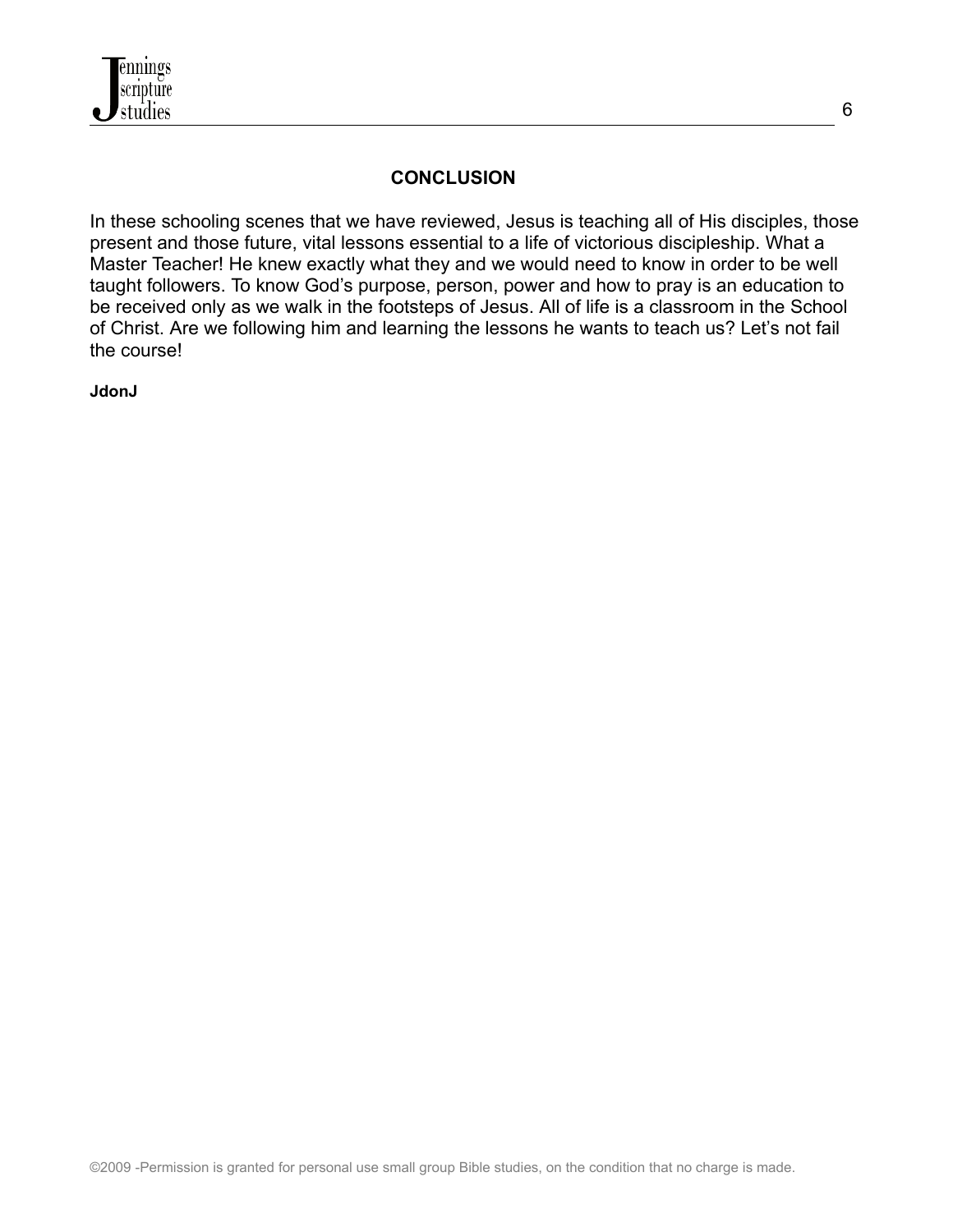## CONCLUSION

In these schooling scenes that we have reviewed, Jesus is teaching all of His disciples, those present and those future, vital lessons essential to a life of victorious discipleship. What a Master Teacher! He knew exactly what they and we would need to know in order to be well taught followers. To know God's purpose, person, power and how to pray is an education to be received only as we walk in the footsteps of Jesus. All of life is a classroom in the School of Christ. Are we following him and learning the lessons he wants to teach us? Let's not fail the course!

**JdonJ**